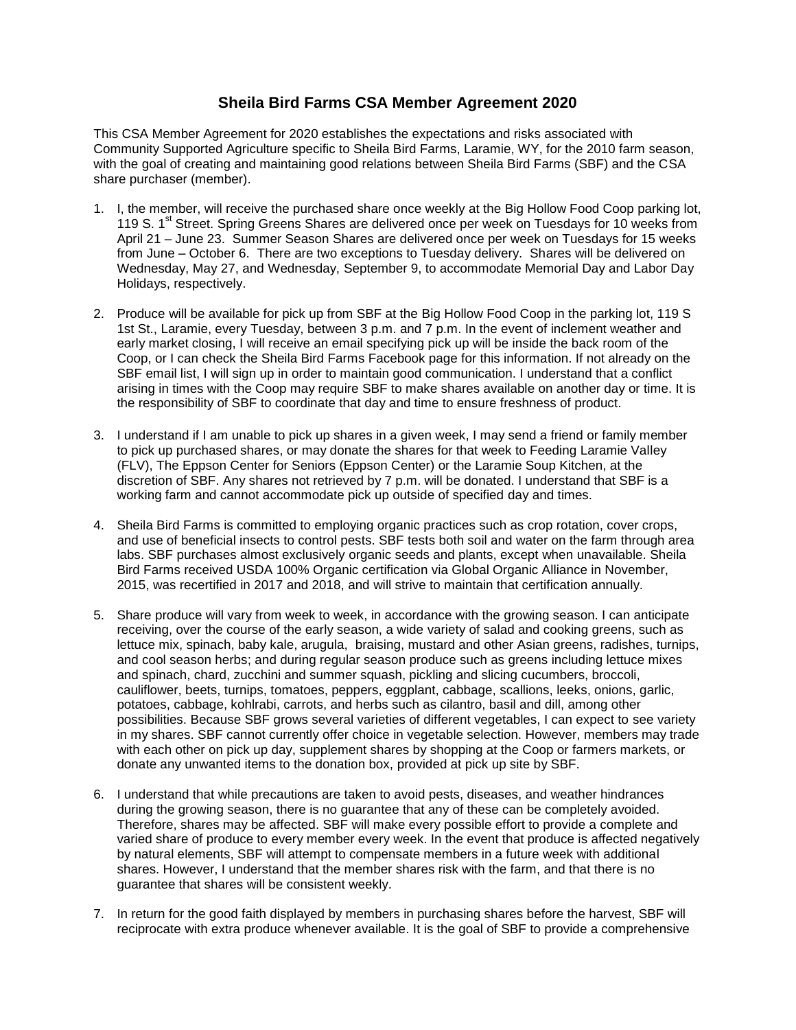## Sheila Bird Farms CSA Member Agreement 2020

This CSA Member Agreement for 2020 establishes the expectations and risks associated with Community Supported Agriculture specific to Sheila Bird Farms, Laramie, WY, for the 2010 farm season, with the goal of creating and maintaining good relations between Sheila Bird Farms (SBF) and the CSA share purchaser (member).

1. I, the member, will receive the purchased share once weekly at the Big Hollow Food Coop parking lot, 119 S. 1st Street. Spring Greens Shares are delivered once per week on Tuesdays for 10 weeks from April 21 – June 23. Summer Season Shares are delivered once per week on Tuesdays for 15 weeks from June – October 6. There are two exceptions to Tuesday delivery. Shares will be delivered on Wednesday, May 27, and Wednesday, September 9, to accommodate Memorial Day and Labor Day Holidays, respectively.

2. Produce will be available for pick up from SBF at the Big Hollow Food Coop in the parking lot, 119 S 1st St., Laramie, every Tuesday, between 3 p.m. and 7 p.m. In the event of inclement weather and early market closing, I will receive an email specifying pick up will be inside the back room of the Coop, or I can check the Sheila Bird Farms Facebook page for this information. If not already on the SBF email list, I will sign up in order to maintain good communication. I understand that a conflict arising in times with the Coop may require SBF to make shares available on another day or time. It is the responsibility of SBF to coordinate that day and time to ensure freshness of product.

3. I understand if I am unable to pick up shares in a given week, I may send a friend or family member to pick up purchased shares, or may donate the shares for that week to Feeding Laramie Valley (FLV), The Eppson Center for Seniors (Eppson Center) or the Laramie Soup Kitchen, at the discretion of SBF. Any shares not retrieved by 7 p.m. will be donated. I understand that SBF is a working farm and cannot accommodate pick up outside of specified day and times.

4. Sheila Bird Farms is committed to employing organic practices such as crop rotation, cover crops, and use of beneficial insects to control pests. SBF tests both soil and water on the farm through area labs. SBF purchases almost exclusively organic seeds and plants, except when unavailable. Sheila Bird Farms received USDA 100% Organic certification via Global Organic Alliance in November, 2015, was recertified in 2017 and 2018, and will strive to maintain that certification annually.

5. Share produce will vary from week to week, in accordance with the growing season. I can anticipate receiving, over the course of the early season, a wide variety of salad and cooking greens, such as lettuce mix, spinach, baby kale, arugula, braising, mustard and other Asian greens, radishes, turnips, and cool season herbs; and during regular season produce such as greens including lettuce mixes and spinach, chard, zucchini and summer squash, pickling and slicing cucumbers, broccoli, cauliflower, beets, turnips, tomatoes, peppers, eggplant, cabbage, scallions, leeks, onions, garlic, potatoes, cabbage, kohlrabi, carrots, and herbs such as cilantro, basil and dill, among other possibilities. Because SBF grows several varieties of different vegetables, I can expect to see variety in my shares. SBF cannot currently offer choice in vegetable selection. However, members may trade with each other on pick up day, supplement shares by shopping at the Coop or farmers markets, or donate any unwanted items to the donation box, provided at pick up site by SBF.

6. I understand that while precautions are taken to avoid pests, diseases, and weather hindrances during the growing season, there is no guarantee that any of these can be completely avoided. Therefore, shares may be affected. SBF will make every possible effort to provide a complete and varied share of produce to every member every week. In the event that produce is affected negatively by natural elements, SBF will attempt to compensate members in a future week with additional shares. However, I understand that the member shares risk with the farm, and that there is no guarantee that shares will be consistent weekly.

7. In return for the good faith displayed by members in purchasing shares before the harvest, SBF will reciprocate with extra produce whenever available. It is the goal of SBF to provide a comprehensive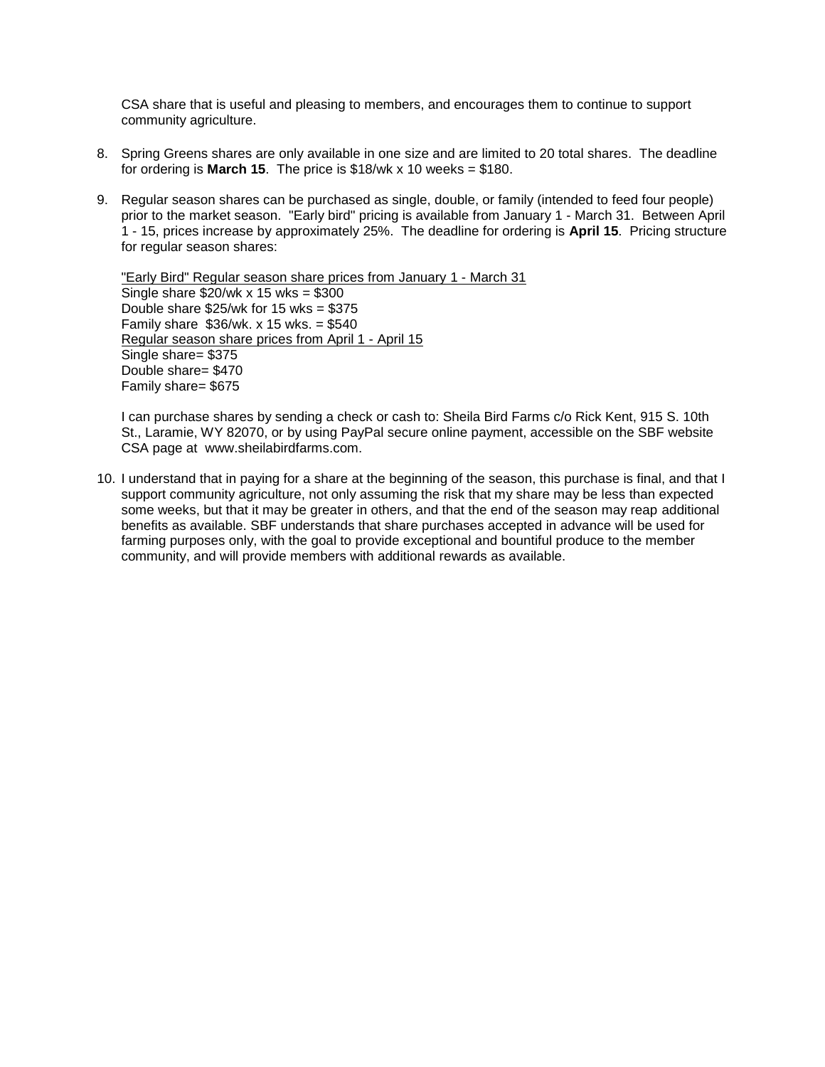CSA share that is useful and pleasing to members, and encourages them to continue to support community agriculture.

8. Spring Greens shares are only available in one size and are limited to 20 total shares. The deadline for ordering is **March 15**. The price is $18/wk x 10 weeks = $180.

9. Regular season shares can be purchased as single, double, or family (intended to feed four people) prior to the market season. "Early bird" pricing is available from January 1 - March 31. Between April 1 - 15, prices increase by approximately 25%. The deadline for ordering is **April 15**. Pricing structure for regular season shares:

   <u>"Early Bird" Regular season share prices from January 1 - March 31</u>
   Single share $20/wk x 15 wks = $300
   Double share $25/wk for 15 wks = $375
   Family share $36/wk. x 15 wks. = $540
   <u>Regular season share prices from April 1 - April 15</u>
   Single share= $375
   Double share= $470
   Family share= $675

   I can purchase shares by sending a check or cash to: Sheila Bird Farms c/o Rick Kent, 915 S. 10th St., Laramie, WY 82070, or by using PayPal secure online payment, accessible on the SBF website CSA page at www.sheilabirdfarms.com.

10. I understand that in paying for a share at the beginning of the season, this purchase is final, and that I support community agriculture, not only assuming the risk that my share may be less than expected some weeks, but that it may be greater in others, and that the end of the season may reap additional benefits as available. SBF understands that share purchases accepted in advance will be used for farming purposes only, with the goal to provide exceptional and bountiful produce to the member community, and will provide members with additional rewards as available.